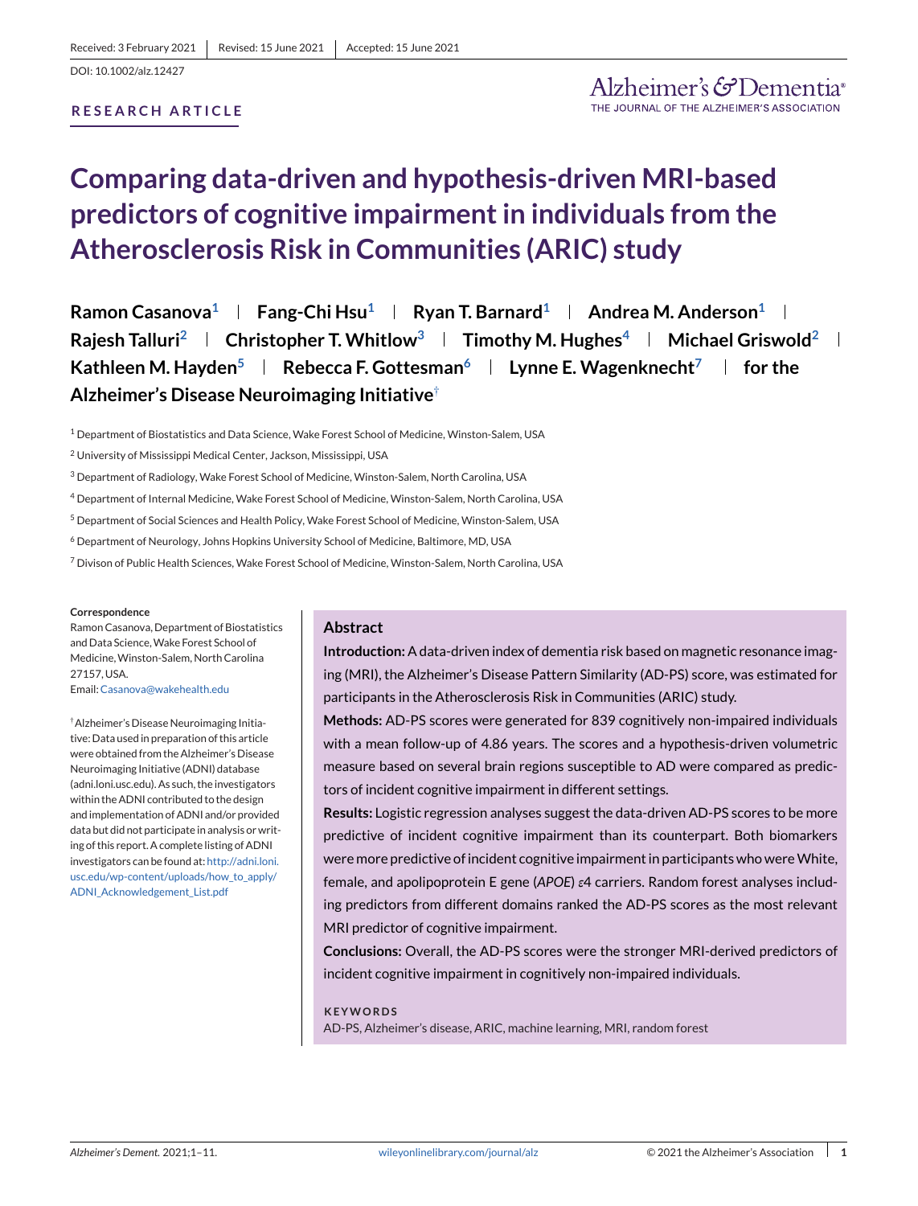Received: 3 February 2021 | Revised: 15 June 2021 | Accepted: 15 June 2021

DOI: 10.1002/alz.12427

**RESEARCH ARTICLE**

# Comparing data-driven and hypothesis-driven MRI-based predictors of cognitive impairment in individuals from the Atherosclerosis Risk in Communities (ARIC) study

**Ramon Casanova[1] | Fang-Chi Hsu[1] | Ryan T. Barnard[1] | Andrea M. Anderson[1] | Rajesh Talluri[2] | Christopher T. Whitlow[3] | Timothy M. Hughes[4] | Michael Griswold[2] | Kathleen M. Hayden[5] | Rebecca F. Gottesman[6] | Lynne E. Wagenknecht[7] | for the Alzheimer's Disease Neuroimaging Initiative[†]**

[1] Department of Biostatistics and Data Science, Wake Forest School of Medicine, Winston-Salem, USA

[2] University of Mississippi Medical Center, Jackson, Mississippi, USA

[3] Department of Radiology, Wake Forest School of Medicine, Winston-Salem, North Carolina, USA

[4] Department of Internal Medicine, Wake Forest School of Medicine, Winston-Salem, North Carolina, USA

[5] Department of Social Sciences and Health Policy, Wake Forest School of Medicine, Winston-Salem, USA

[6] Department of Neurology, Johns Hopkins University School of Medicine, Baltimore, MD, USA

[7] Divison of Public Health Sciences, Wake Forest School of Medicine, Winston-Salem, North Carolina, USA

**Correspondence**
Ramon Casanova, Department of Biostatistics and Data Science, Wake Forest School of Medicine, Winston-Salem, North Carolina 27157, USA.
Email: Casanova@wakehealth.edu

[†] Alzheimer's Disease Neuroimaging Initiative: Data used in preparation of this article were obtained from the Alzheimer's Disease Neuroimaging Initiative (ADNI) database (adni.loni.usc.edu). As such, the investigators within the ADNI contributed to the design and implementation of ADNI and/or provided data but did not participate in analysis or writing of this report. A complete listing of ADNI investigators can be found at: http://adni.loni.usc.edu/wp-content/uploads/how_to_apply/ADNI_Acknowledgement_List.pdf

## Abstract

**Introduction:** A data-driven index of dementia risk based on magnetic resonance imaging (MRI), the Alzheimer's Disease Pattern Similarity (AD-PS) score, was estimated for participants in the Atherosclerosis Risk in Communities (ARIC) study.

**Methods:** AD-PS scores were generated for 839 cognitively non-impaired individuals with a mean follow-up of 4.86 years. The scores and a hypothesis-driven volumetric measure based on several brain regions susceptible to AD were compared as predictors of incident cognitive impairment in different settings.

**Results:** Logistic regression analyses suggest the data-driven AD-PS scores to be more predictive of incident cognitive impairment than its counterpart. Both biomarkers were more predictive of incident cognitive impairment in participants who were White, female, and apolipoprotein E gene (*APOE*) ε4 carriers. Random forest analyses including predictors from different domains ranked the AD-PS scores as the most relevant MRI predictor of cognitive impairment.

**Conclusions:** Overall, the AD-PS scores were the stronger MRI-derived predictors of incident cognitive impairment in cognitively non-impaired individuals.

**KEYWORDS**
AD-PS, Alzheimer's disease, ARIC, machine learning, MRI, random forest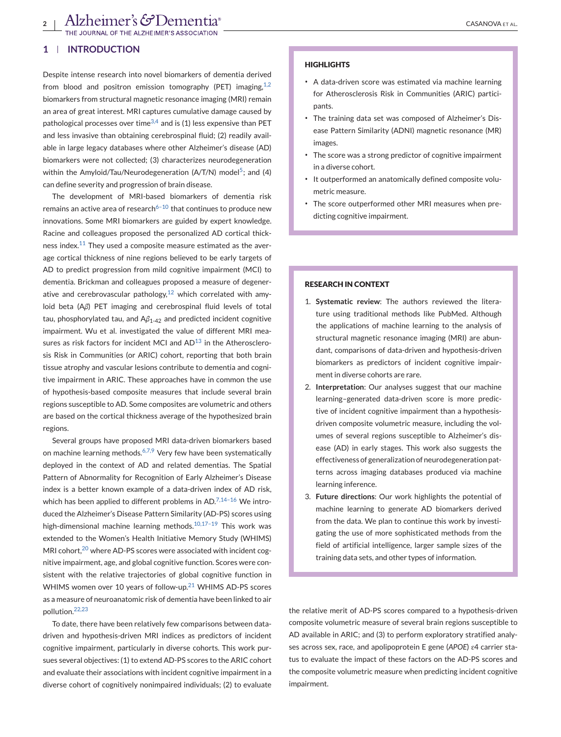## 1 | INTRODUCTION

Despite intense research into novel biomarkers of dementia derived from blood and positron emission tomography (PET) imaging,[1,2] biomarkers from structural magnetic resonance imaging (MRI) remain an area of great interest. MRI captures cumulative damage caused by pathological processes over time[3,4] and is (1) less expensive than PET and less invasive than obtaining cerebrospinal fluid; (2) readily available in large legacy databases where other Alzheimer's disease (AD) biomarkers were not collected; (3) characterizes neurodegeneration within the Amyloid/Tau/Neurodegeneration (A/T/N) model[5]; and (4) can define severity and progression of brain disease.

The development of MRI-based biomarkers of dementia risk remains an active area of research[6–10] that continues to produce new innovations. Some MRI biomarkers are guided by expert knowledge. Racine and colleagues proposed the personalized AD cortical thickness index.[11] They used a composite measure estimated as the average cortical thickness of nine regions believed to be early targets of AD to predict progression from mild cognitive impairment (MCI) to dementia. Brickman and colleagues proposed a measure of degenerative and cerebrovascular pathology,[12] which correlated with amyloid beta (A$\beta$) PET imaging and cerebrospinal fluid levels of total tau, phosphorylated tau, and A$\beta_{1\text{-}42}$ and predicted incident cognitive impairment. Wu et al. investigated the value of different MRI measures as risk factors for incident MCI and AD[13] in the Atherosclerosis Risk in Communities (or ARIC) cohort, reporting that both brain tissue atrophy and vascular lesions contribute to dementia and cognitive impairment in ARIC. These approaches have in common the use of hypothesis-based composite measures that include several brain regions susceptible to AD. Some composites are volumetric and others are based on the cortical thickness average of the hypothesized brain regions.

Several groups have proposed MRI data-driven biomarkers based on machine learning methods.[6,7,9] Very few have been systematically deployed in the context of AD and related dementias. The Spatial Pattern of Abnormality for Recognition of Early Alzheimer's Disease index is a better known example of a data-driven index of AD risk, which has been applied to different problems in AD.[7,14–16] We introduced the Alzheimer's Disease Pattern Similarity (AD-PS) scores using high-dimensional machine learning methods.[10,17–19] This work was extended to the Women's Health Initiative Memory Study (WHIMS) MRI cohort,[20] where AD-PS scores were associated with incident cognitive impairment, age, and global cognitive function. Scores were consistent with the relative trajectories of global cognitive function in WHIMS women over 10 years of follow-up.[21] WHIMS AD-PS scores as a measure of neuroanatomic risk of dementia have been linked to air pollution.[22,23]

To date, there have been relatively few comparisons between data-driven and hypothesis-driven MRI indices as predictors of incident cognitive impairment, particularly in diverse cohorts. This work pursues several objectives: (1) to extend AD-PS scores to the ARIC cohort and evaluate their associations with incident cognitive impairment in a diverse cohort of cognitively nonimpaired individuals; (2) to evaluate the relative merit of AD-PS scores compared to a hypothesis-driven composite volumetric measure of several brain regions susceptible to AD available in ARIC; and (3) to perform exploratory stratified analyses across sex, race, and apolipoprotein E gene (*APOE*) ε4 carrier status to evaluate the impact of these factors on the AD-PS scores and the composite volumetric measure when predicting incident cognitive impairment.

**HIGHLIGHTS**

- A data-driven score was estimated via machine learning for Atherosclerosis Risk in Communities (ARIC) participants.
- The training data set was composed of Alzheimer's Disease Pattern Similarity (ADNI) magnetic resonance (MR) images.
- The score was a strong predictor of cognitive impairment in a diverse cohort.
- It outperformed an anatomically defined composite volumetric measure.
- The score outperformed other MRI measures when predicting cognitive impairment.

**RESEARCH IN CONTEXT**

1. **Systematic review**: The authors reviewed the literature using traditional methods like PubMed. Although the applications of machine learning to the analysis of structural magnetic resonance imaging (MRI) are abundant, comparisons of data-driven and hypothesis-driven biomarkers as predictors of incident cognitive impairment in diverse cohorts are rare.
2. **Interpretation**: Our analyses suggest that our machine learning–generated data-driven score is more predictive of incident cognitive impairment than a hypothesis-driven composite volumetric measure, including the volumes of several regions susceptible to Alzheimer's disease (AD) in early stages. This work also suggests the effectiveness of generalization of neurodegeneration patterns across imaging databases produced via machine learning inference.
3. **Future directions**: Our work highlights the potential of machine learning to generate AD biomarkers derived from the data. We plan to continue this work by investigating the use of more sophisticated methods from the field of artificial intelligence, larger sample sizes of the training data sets, and other types of information.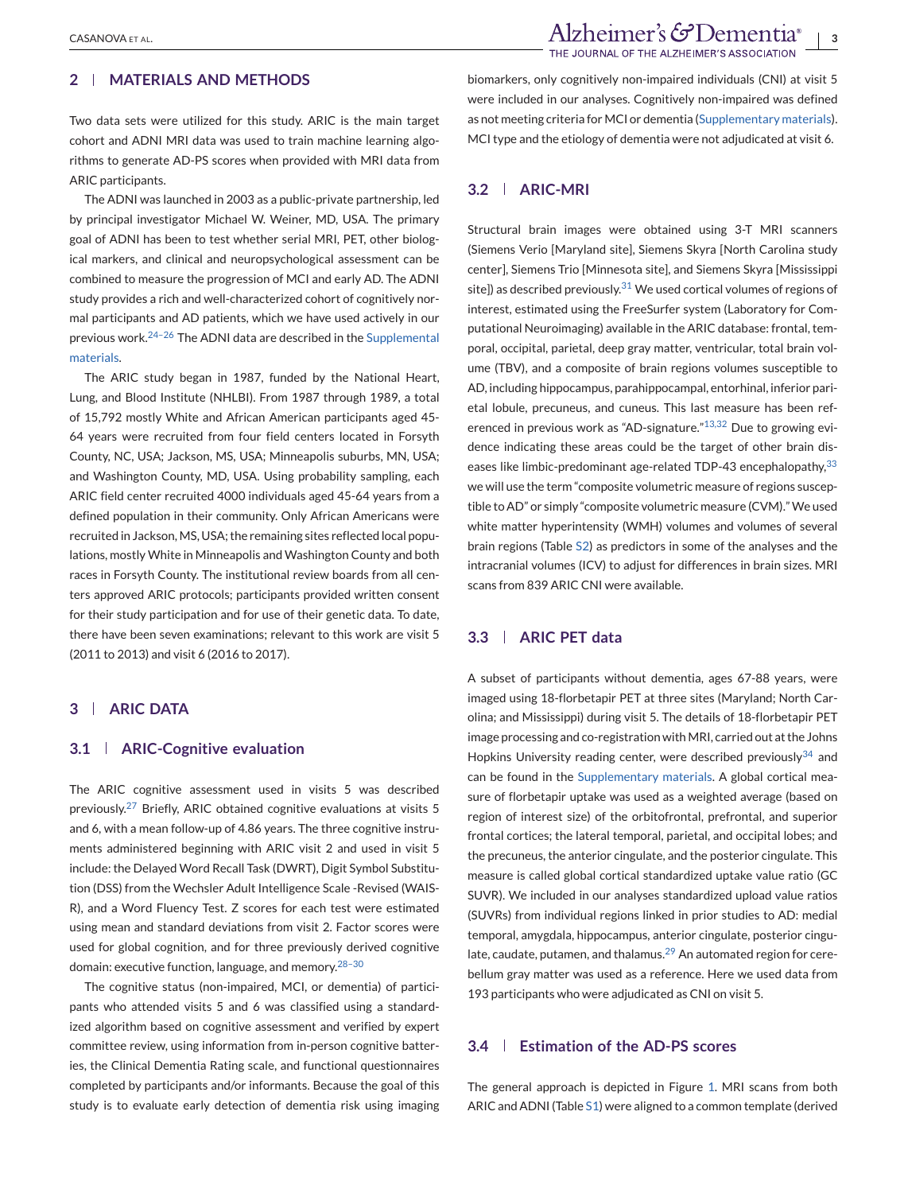## 2 | MATERIALS AND METHODS

Two data sets were utilized for this study. ARIC is the main target cohort and ADNI MRI data was used to train machine learning algorithms to generate AD-PS scores when provided with MRI data from ARIC participants.

The ADNI was launched in 2003 as a public-private partnership, led by principal investigator Michael W. Weiner, MD, USA. The primary goal of ADNI has been to test whether serial MRI, PET, other biological markers, and clinical and neuropsychological assessment can be combined to measure the progression of MCI and early AD. The ADNI study provides a rich and well-characterized cohort of cognitively normal participants and AD patients, which we have used actively in our previous work.[24–26] The ADNI data are described in the Supplemental materials.

The ARIC study began in 1987, funded by the National Heart, Lung, and Blood Institute (NHLBI). From 1987 through 1989, a total of 15,792 mostly White and African American participants aged 45-64 years were recruited from four field centers located in Forsyth County, NC, USA; Jackson, MS, USA; Minneapolis suburbs, MN, USA; and Washington County, MD, USA. Using probability sampling, each ARIC field center recruited 4000 individuals aged 45-64 years from a defined population in their community. Only African Americans were recruited in Jackson, MS, USA; the remaining sites reflected local populations, mostly White in Minneapolis and Washington County and both races in Forsyth County. The institutional review boards from all centers approved ARIC protocols; participants provided written consent for their study participation and for use of their genetic data. To date, there have been seven examinations; relevant to this work are visit 5 (2011 to 2013) and visit 6 (2016 to 2017).

## 3 | ARIC DATA

### 3.1 | ARIC-Cognitive evaluation

The ARIC cognitive assessment used in visits 5 was described previously.[27] Briefly, ARIC obtained cognitive evaluations at visits 5 and 6, with a mean follow-up of 4.86 years. The three cognitive instruments administered beginning with ARIC visit 2 and used in visit 5 include: the Delayed Word Recall Task (DWRT), Digit Symbol Substitution (DSS) from the Wechsler Adult Intelligence Scale -Revised (WAIS-R), and a Word Fluency Test. Z scores for each test were estimated using mean and standard deviations from visit 2. Factor scores were used for global cognition, and for three previously derived cognitive domain: executive function, language, and memory.[28–30]

The cognitive status (non-impaired, MCI, or dementia) of participants who attended visits 5 and 6 was classified using a standardized algorithm based on cognitive assessment and verified by expert committee review, using information from in-person cognitive batteries, the Clinical Dementia Rating scale, and functional questionnaires completed by participants and/or informants. Because the goal of this study is to evaluate early detection of dementia risk using imaging biomarkers, only cognitively non-impaired individuals (CNI) at visit 5 were included in our analyses. Cognitively non-impaired was defined as not meeting criteria for MCI or dementia (Supplementary materials). MCI type and the etiology of dementia were not adjudicated at visit 6.

### 3.2 | ARIC-MRI

Structural brain images were obtained using 3-T MRI scanners (Siemens Verio [Maryland site], Siemens Skyra [North Carolina study center], Siemens Trio [Minnesota site], and Siemens Skyra [Mississippi site]) as described previously.[31] We used cortical volumes of regions of interest, estimated using the FreeSurfer system (Laboratory for Computational Neuroimaging) available in the ARIC database: frontal, temporal, occipital, parietal, deep gray matter, ventricular, total brain volume (TBV), and a composite of brain regions volumes susceptible to AD, including hippocampus, parahippocampal, entorhinal, inferior parietal lobule, precuneus, and cuneus. This last measure has been referenced in previous work as "AD-signature."[13,32] Due to growing evidence indicating these areas could be the target of other brain diseases like limbic-predominant age-related TDP-43 encephalopathy,[33] we will use the term "composite volumetric measure of regions susceptible to AD" or simply "composite volumetric measure (CVM)." We used white matter hyperintensity (WMH) volumes and volumes of several brain regions (Table S2) as predictors in some of the analyses and the intracranial volumes (ICV) to adjust for differences in brain sizes. MRI scans from 839 ARIC CNI were available.

### 3.3 | ARIC PET data

A subset of participants without dementia, ages 67-88 years, were imaged using 18-florbetapir PET at three sites (Maryland; North Carolina; and Mississippi) during visit 5. The details of 18-florbetapir PET image processing and co-registration with MRI, carried out at the Johns Hopkins University reading center, were described previously[34] and can be found in the Supplementary materials. A global cortical measure of florbetapir uptake was used as a weighted average (based on region of interest size) of the orbitofrontal, prefrontal, and superior frontal cortices; the lateral temporal, parietal, and occipital lobes; and the precuneus, the anterior cingulate, and the posterior cingulate. This measure is called global cortical standardized uptake value ratio (GC SUVR). We included in our analyses standardized upload value ratios (SUVRs) from individual regions linked in prior studies to AD: medial temporal, amygdala, hippocampus, anterior cingulate, posterior cingulate, caudate, putamen, and thalamus.[29] An automated region for cerebellum gray matter was used as a reference. Here we used data from 193 participants who were adjudicated as CNI on visit 5.

### 3.4 | Estimation of the AD-PS scores

The general approach is depicted in Figure 1. MRI scans from both ARIC and ADNI (Table S1) were aligned to a common template (derived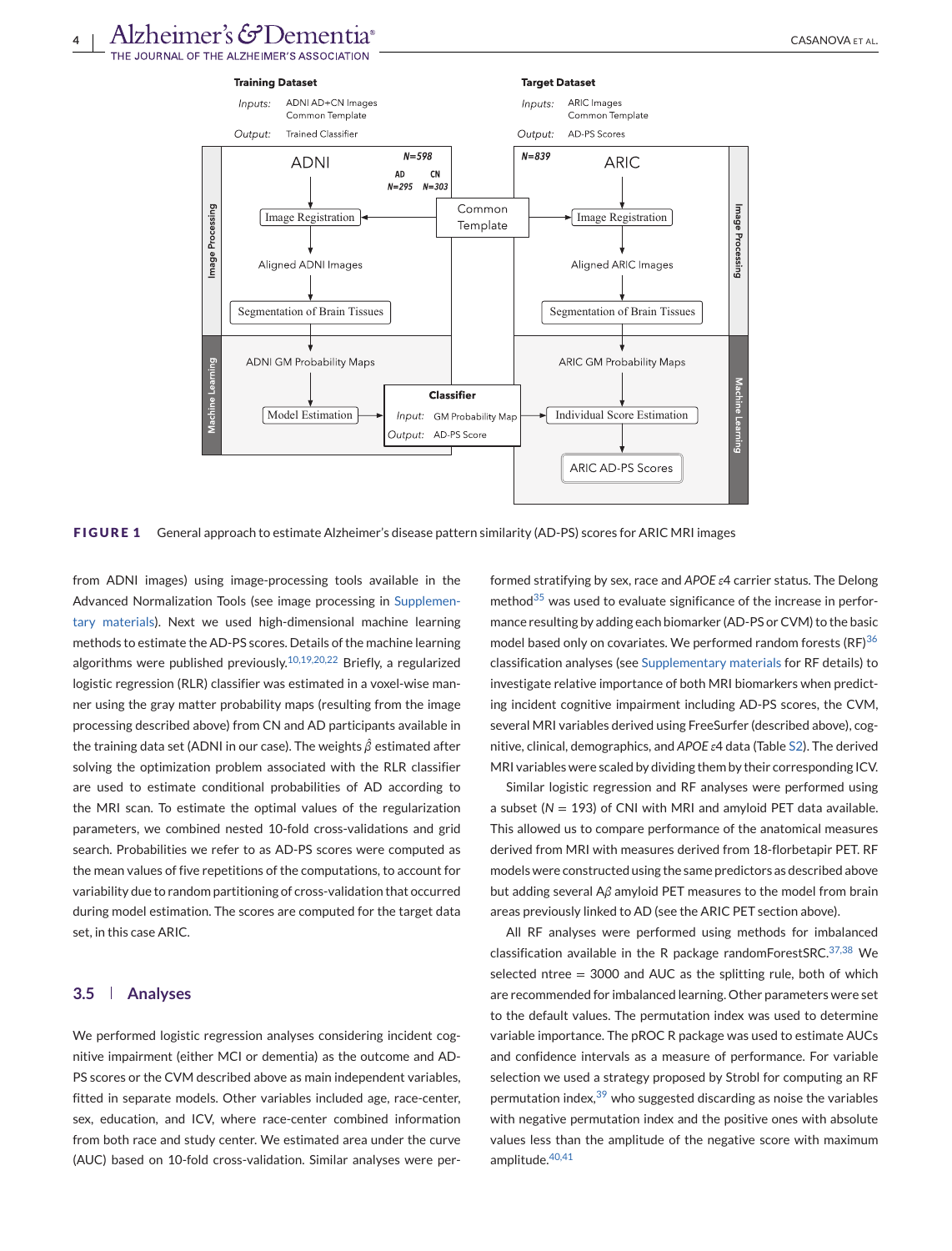FIGURE 1 General approach to estimate Alzheimer's disease pattern similarity (AD-PS) scores for ARIC MRI images

from ADNI images) using image-processing tools available in the Advanced Normalization Tools (see image processing in Supplementary materials). Next we used high-dimensional machine learning methods to estimate the AD-PS scores. Details of the machine learning algorithms were published previously.[10,19,20,22] Briefly, a regularized logistic regression (RLR) classifier was estimated in a voxel-wise manner using the gray matter probability maps (resulting from the image processing described above) from CN and AD participants available in the training data set (ADNI in our case). The weights $\hat{\beta}$ estimated after solving the optimization problem associated with the RLR classifier are used to estimate conditional probabilities of AD according to the MRI scan. To estimate the optimal values of the regularization parameters, we combined nested 10-fold cross-validations and grid search. Probabilities we refer to as AD-PS scores were computed as the mean values of five repetitions of the computations, to account for variability due to random partitioning of cross-validation that occurred during model estimation. The scores are computed for the target data set, in this case ARIC.

## 3.5 | Analyses

We performed logistic regression analyses considering incident cognitive impairment (either MCI or dementia) as the outcome and AD-PS scores or the CVM described above as main independent variables, fitted in separate models. Other variables included age, race-center, sex, education, and ICV, where race-center combined information from both race and study center. We estimated area under the curve (AUC) based on 10-fold cross-validation. Similar analyses were performed stratifying by sex, race and *APOE* $\varepsilon$4 carrier status. The Delong method[35] was used to evaluate significance of the increase in performance resulting by adding each biomarker (AD-PS or CVM) to the basic model based only on covariates. We performed random forests (RF)[36] classification analyses (see Supplementary materials for RF details) to investigate relative importance of both MRI biomarkers when predicting incident cognitive impairment including AD-PS scores, the CVM, several MRI variables derived using FreeSurfer (described above), cognitive, clinical, demographics, and *APOE* $\varepsilon$4 data (Table S2). The derived MRI variables were scaled by dividing them by their corresponding ICV.

Similar logistic regression and RF analyses were performed using a subset ($N = 193$) of CNI with MRI and amyloid PET data available. This allowed us to compare performance of the anatomical measures derived from MRI with measures derived from 18-florbetapir PET. RF models were constructed using the same predictors as described above but adding several A$\beta$ amyloid PET measures to the model from brain areas previously linked to AD (see the ARIC PET section above).

All RF analyses were performed using methods for imbalanced classification available in the R package randomForestSRC.[37,38] We selected ntree = 3000 and AUC as the splitting rule, both of which are recommended for imbalanced learning. Other parameters were set to the default values. The permutation index was used to determine variable importance. The pROC R package was used to estimate AUCs and confidence intervals as a measure of performance. For variable selection we used a strategy proposed by Strobl for computing an RF permutation index,[39] who suggested discarding as noise the variables with negative permutation index and the positive ones with absolute values less than the amplitude of the negative score with maximum amplitude.[40,41]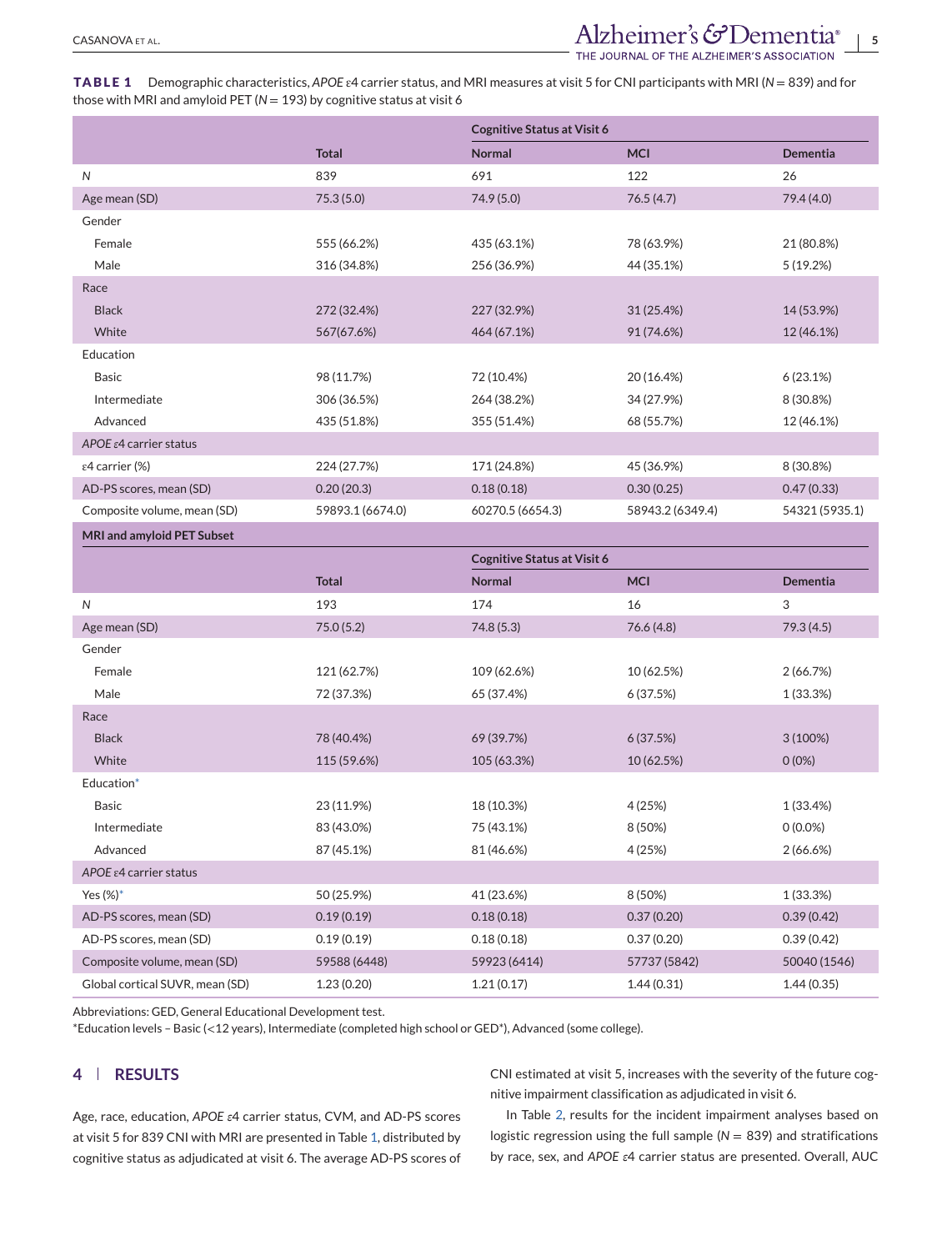**TABLE 1** Demographic characteristics, *APOE* ε4 carrier status, and MRI measures at visit 5 for CNI participants with MRI ($N = 839$) and for those with MRI and amyloid PET ($N = 193$) by cognitive status at visit 6

| | | Cognitive Status at Visit 6 | | |
|---|---|---|---|---|
| | Total | Normal | MCI | Dementia |
| *N* | 839 | 691 | 122 | 26 |
| Age mean (SD) | 75.3 (5.0) | 74.9 (5.0) | 76.5 (4.7) | 79.4 (4.0) |
| Gender | | | | |
| Female | 555 (66.2%) | 435 (63.1%) | 78 (63.9%) | 21 (80.8%) |
| Male | 316 (34.8%) | 256 (36.9%) | 44 (35.1%) | 5 (19.2%) |
| Race | | | | |
| Black | 272 (32.4%) | 227 (32.9%) | 31 (25.4%) | 14 (53.9%) |
| White | 567(67.6%) | 464 (67.1%) | 91 (74.6%) | 12 (46.1%) |
| Education | | | | |
| Basic | 98 (11.7%) | 72 (10.4%) | 20 (16.4%) | 6 (23.1%) |
| Intermediate | 306 (36.5%) | 264 (38.2%) | 34 (27.9%) | 8 (30.8%) |
| Advanced | 435 (51.8%) | 355 (51.4%) | 68 (55.7%) | 12 (46.1%) |
| *APOE* ε4 carrier status | | | | |
| ε4 carrier (%) | 224 (27.7%) | 171 (24.8%) | 45 (36.9%) | 8 (30.8%) |
| AD-PS scores, mean (SD) | 0.20 (20.3) | 0.18 (0.18) | 0.30 (0.25) | 0.47 (0.33) |
| Composite volume, mean (SD) | 59893.1 (6674.0) | 60270.5 (6654.3) | 58943.2 (6349.4) | 54321 (5935.1) |
| **MRI and amyloid PET Subset** | | | | |
| | | Cognitive Status at Visit 6 | | |
| | Total | Normal | MCI | Dementia |
| *N* | 193 | 174 | 16 | 3 |
| Age mean (SD) | 75.0 (5.2) | 74.8 (5.3) | 76.6 (4.8) | 79.3 (4.5) |
| Gender | | | | |
| Female | 121 (62.7%) | 109 (62.6%) | 10 (62.5%) | 2 (66.7%) |
| Male | 72 (37.3%) | 65 (37.4%) | 6 (37.5%) | 1 (33.3%) |
| Race | | | | |
| Black | 78 (40.4%) | 69 (39.7%) | 6 (37.5%) | 3 (100%) |
| White | 115 (59.6%) | 105 (63.3%) | 10 (62.5%) | 0 (0%) |
| Education* | | | | |
| Basic | 23 (11.9%) | 18 (10.3%) | 4 (25%) | 1 (33.4%) |
| Intermediate | 83 (43.0%) | 75 (43.1%) | 8 (50%) | 0 (0.0%) |
| Advanced | 87 (45.1%) | 81 (46.6%) | 4 (25%) | 2 (66.6%) |
| *APOE* ε4 carrier status | | | | |
| Yes (%)* | 50 (25.9%) | 41 (23.6%) | 8 (50%) | 1 (33.3%) |
| AD-PS scores, mean (SD) | 0.19 (0.19) | 0.18 (0.18) | 0.37 (0.20) | 0.39 (0.42) |
| AD-PS scores, mean (SD) | 0.19 (0.19) | 0.18 (0.18) | 0.37 (0.20) | 0.39 (0.42) |
| Composite volume, mean (SD) | 59588 (6448) | 59923 (6414) | 57737 (5842) | 50040 (1546) |
| Global cortical SUVR, mean (SD) | 1.23 (0.20) | 1.21 (0.17) | 1.44 (0.31) | 1.44 (0.35) |

Abbreviations: GED, General Educational Development test.

*Education levels – Basic (<12 years), Intermediate (completed high school or GED*), Advanced (some college).

## 4 | RESULTS

Age, race, education, *APOE* ε4 carrier status, CVM, and AD-PS scores at visit 5 for 839 CNI with MRI are presented in Table 1, distributed by cognitive status as adjudicated at visit 6. The average AD-PS scores of CNI estimated at visit 5, increases with the severity of the future cognitive impairment classification as adjudicated in visit 6.

In Table 2, results for the incident impairment analyses based on logistic regression using the full sample ($N = 839$) and stratifications by race, sex, and *APOE* ε4 carrier status are presented. Overall, AUC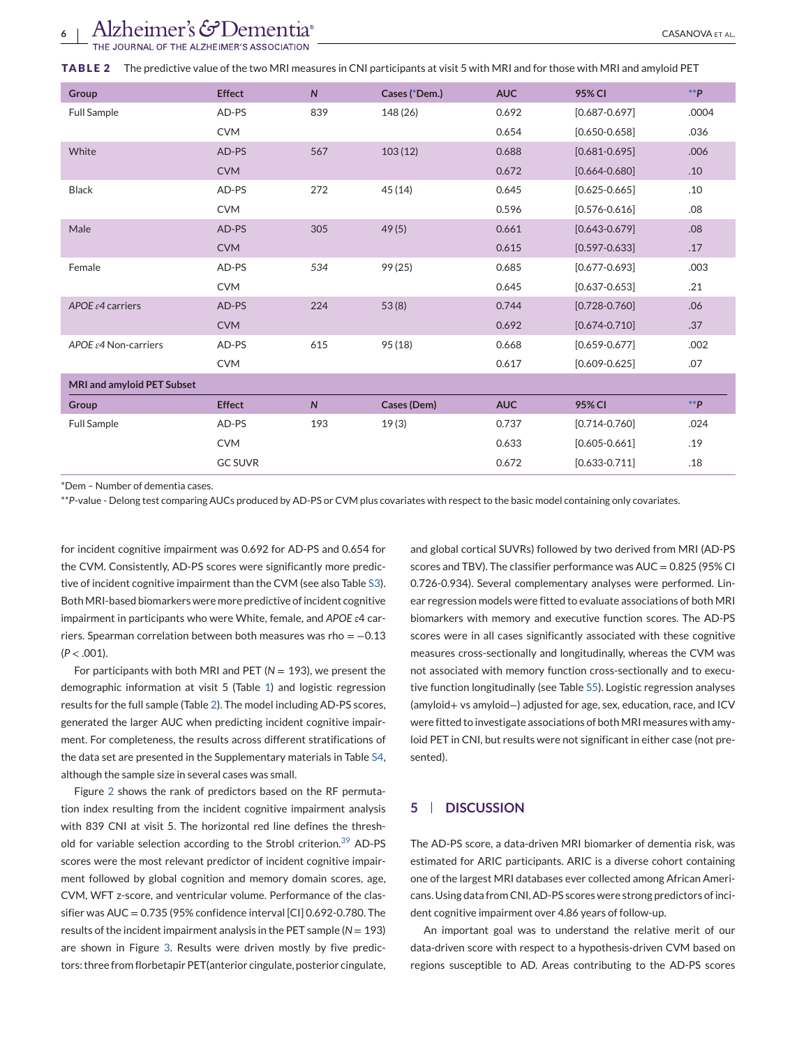**TABLE 2** The predictive value of the two MRI measures in CNI participants at visit 5 with MRI and for those with MRI and amyloid PET

| Group | Effect | *N* | Cases (*Dem.) | AUC | 95% CI | **P |
|---|---|---|---|---|---|---|
| Full Sample | AD-PS | 839 | 148 (26) | 0.692 | [0.687-0.697] | .0004 |
| | CVM | | | 0.654 | [0.650-0.658] | .036 |
| White | AD-PS | 567 | 103 (12) | 0.688 | [0.681-0.695] | .006 |
| | CVM | | | 0.672 | [0.664-0.680] | .10 |
| Black | AD-PS | 272 | 45 (14) | 0.645 | [0.625-0.665] | .10 |
| | CVM | | | 0.596 | [0.576-0.616] | .08 |
| Male | AD-PS | 305 | 49 (5) | 0.661 | [0.643-0.679] | .08 |
| | CVM | | | 0.615 | [0.597-0.633] | .17 |
| Female | AD-PS | 534 | 99 (25) | 0.685 | [0.677-0.693] | .003 |
| | CVM | | | 0.645 | [0.637-0.653] | .21 |
| *APOE ε4* carriers | AD-PS | 224 | 53 (8) | 0.744 | [0.728-0.760] | .06 |
| | CVM | | | 0.692 | [0.674-0.710] | .37 |
| *APOE ε4* Non-carriers | AD-PS | 615 | 95 (18) | 0.668 | [0.659-0.677] | .002 |
| | CVM | | | 0.617 | [0.609-0.625] | .07 |
| **MRI and amyloid PET Subset** | | | | | | |
| **Group** | **Effect** | ***N*** | **Cases (Dem)** | **AUC** | **95% CI** | **\*\*P** |
| Full Sample | AD-PS | 193 | 19 (3) | 0.737 | [0.714-0.760] | .024 |
| | CVM | | | 0.633 | [0.605-0.661] | .19 |
| | GC SUVR | | | 0.672 | [0.633-0.711] | .18 |

*Dem – Number of dementia cases.

***P*-value - Delong test comparing AUCs produced by AD-PS or CVM plus covariates with respect to the basic model containing only covariates.

for incident cognitive impairment was 0.692 for AD-PS and 0.654 for the CVM. Consistently, AD-PS scores were significantly more predictive of incident cognitive impairment than the CVM (see also Table S3). Both MRI-based biomarkers were more predictive of incident cognitive impairment in participants who were White, female, and *APOE ε4* carriers. Spearman correlation between both measures was rho = −0.13 ($P < .001$).

For participants with both MRI and PET ($N = 193$), we present the demographic information at visit 5 (Table 1) and logistic regression results for the full sample (Table 2). The model including AD-PS scores, generated the larger AUC when predicting incident cognitive impairment. For completeness, the results across different stratifications of the data set are presented in the Supplementary materials in Table S4, although the sample size in several cases was small.

Figure 2 shows the rank of predictors based on the RF permutation index resulting from the incident cognitive impairment analysis with 839 CNI at visit 5. The horizontal red line defines the threshold for variable selection according to the Strobl criterion.[39] AD-PS scores were the most relevant predictor of incident cognitive impairment followed by global cognition and memory domain scores, age, CVM, WFT z-score, and ventricular volume. Performance of the classifier was AUC = 0.735 (95% confidence interval [CI] 0.692-0.780. The results of the incident impairment analysis in the PET sample ($N = 193$) are shown in Figure 3. Results were driven mostly by five predictors: three from florbetapir PET(anterior cingulate, posterior cingulate, and global cortical SUVRs) followed by two derived from MRI (AD-PS scores and TBV). The classifier performance was AUC = 0.825 (95% CI 0.726-0.934). Several complementary analyses were performed. Linear regression models were fitted to evaluate associations of both MRI biomarkers with memory and executive function scores. The AD-PS scores were in all cases significantly associated with these cognitive measures cross-sectionally and longitudinally, whereas the CVM was not associated with memory function cross-sectionally and to executive function longitudinally (see Table S5). Logistic regression analyses (amyloid+ vs amyloid−) adjusted for age, sex, education, race, and ICV were fitted to investigate associations of both MRI measures with amyloid PET in CNI, but results were not significant in either case (not presented).

## 5 | DISCUSSION

The AD-PS score, a data-driven MRI biomarker of dementia risk, was estimated for ARIC participants. ARIC is a diverse cohort containing one of the largest MRI databases ever collected among African Americans. Using data from CNI, AD-PS scores were strong predictors of incident cognitive impairment over 4.86 years of follow-up.

An important goal was to understand the relative merit of our data-driven score with respect to a hypothesis-driven CVM based on regions susceptible to AD. Areas contributing to the AD-PS scores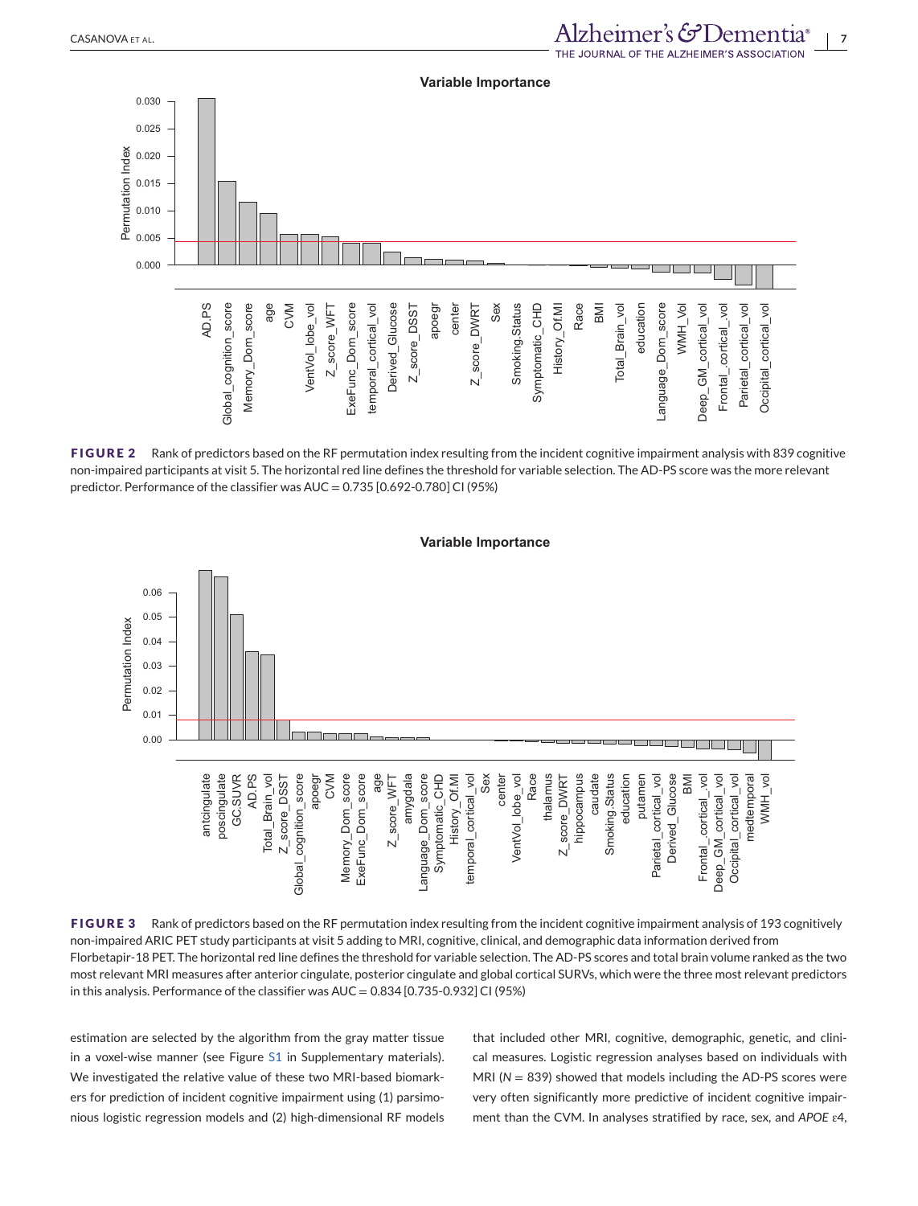**FIGURE 2** Rank of predictors based on the RF permutation index resulting from the incident cognitive impairment analysis with 839 cognitive non-impaired participants at visit 5. The horizontal red line defines the threshold for variable selection. The AD-PS score was the more relevant predictor. Performance of the classifier was AUC = 0.735 [0.692-0.780] CI (95%)

**FIGURE 3** Rank of predictors based on the RF permutation index resulting from the incident cognitive impairment analysis of 193 cognitively non-impaired ARIC PET study participants at visit 5 adding to MRI, cognitive, clinical, and demographic data information derived from Florbetapir-18 PET. The horizontal red line defines the threshold for variable selection. The AD-PS scores and total brain volume ranked as the two most relevant MRI measures after anterior cingulate, posterior cingulate and global cortical SURVs, which were the three most relevant predictors in this analysis. Performance of the classifier was AUC = 0.834 [0.735-0.932] CI (95%)

estimation are selected by the algorithm from the gray matter tissue in a voxel-wise manner (see Figure S1 in Supplementary materials). We investigated the relative value of these two MRI-based biomarkers for prediction of incident cognitive impairment using (1) parsimonious logistic regression models and (2) high-dimensional RF models that included other MRI, cognitive, demographic, genetic, and clinical measures. Logistic regression analyses based on individuals with MRI ($N$ = 839) showed that models including the AD-PS scores were very often significantly more predictive of incident cognitive impairment than the CVM. In analyses stratified by race, sex, and *APOE* ε4,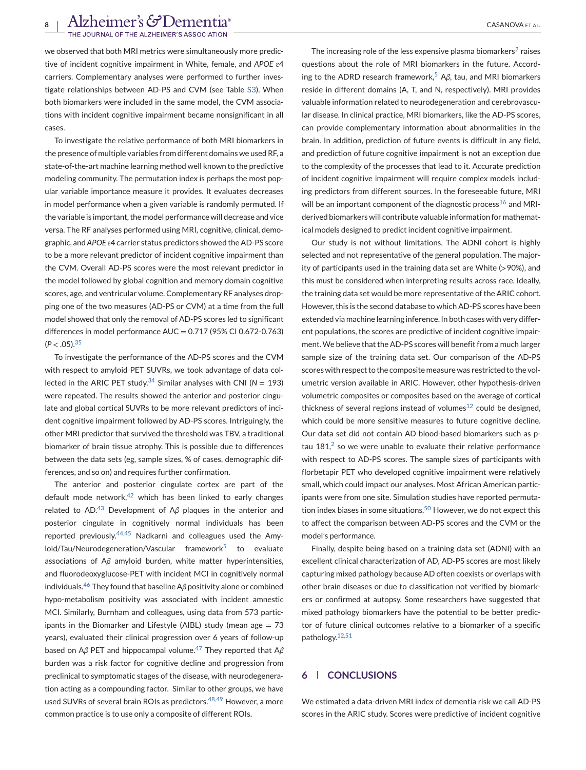we observed that both MRI metrics were simultaneously more predictive of incident cognitive impairment in White, female, and *APOE* ε4 carriers. Complementary analyses were performed to further investigate relationships between AD-PS and CVM (see Table S3). When both biomarkers were included in the same model, the CVM associations with incident cognitive impairment became nonsignificant in all cases.

To investigate the relative performance of both MRI biomarkers in the presence of multiple variables from different domains we used RF, a state-of-the-art machine learning method well known to the predictive modeling community. The permutation index is perhaps the most popular variable importance measure it provides. It evaluates decreases in model performance when a given variable is randomly permuted. If the variable is important, the model performance will decrease and vice versa. The RF analyses performed using MRI, cognitive, clinical, demographic, and *APOE* ε4 carrier status predictors showed the AD-PS score to be a more relevant predictor of incident cognitive impairment than the CVM. Overall AD-PS scores were the most relevant predictor in the model followed by global cognition and memory domain cognitive scores, age, and ventricular volume. Complementary RF analyses dropping one of the two measures (AD-PS or CVM) at a time from the full model showed that only the removal of AD-PS scores led to significant differences in model performance AUC = 0.717 (95% CI 0.672-0.763) ($P < .05$).[35]

To investigate the performance of the AD-PS scores and the CVM with respect to amyloid PET SUVRs, we took advantage of data collected in the ARIC PET study.[34] Similar analyses with CNI ($N$ = 193) were repeated. The results showed the anterior and posterior cingulate and global cortical SUVRs to be more relevant predictors of incident cognitive impairment followed by AD-PS scores. Intriguingly, the other MRI predictor that survived the threshold was TBV, a traditional biomarker of brain tissue atrophy. This is possible due to differences between the data sets (eg, sample sizes, % of cases, demographic differences, and so on) and requires further confirmation.

The anterior and posterior cingulate cortex are part of the default mode network,[42] which has been linked to early changes related to AD.[43] Development of A$\beta$ plaques in the anterior and posterior cingulate in cognitively normal individuals has been reported previously.[44,45] Nadkarni and colleagues used the Amyloid/Tau/Neurodegeneration/Vascular framework[5] to evaluate associations of A$\beta$ amyloid burden, white matter hyperintensities, and fluorodeoxyglucose-PET with incident MCI in cognitively normal individuals.[46] They found that baseline A$\beta$ positivity alone or combined hypo-metabolism positivity was associated with incident amnestic MCI. Similarly, Burnham and colleagues, using data from 573 participants in the Biomarker and Lifestyle (AIBL) study (mean age = 73 years), evaluated their clinical progression over 6 years of follow-up based on A$\beta$ PET and hippocampal volume.[47] They reported that A$\beta$ burden was a risk factor for cognitive decline and progression from preclinical to symptomatic stages of the disease, with neurodegeneration acting as a compounding factor. Similar to other groups, we have used SUVRs of several brain ROIs as predictors.[48,49] However, a more common practice is to use only a composite of different ROIs.

The increasing role of the less expensive plasma biomarkers[2] raises questions about the role of MRI biomarkers in the future. According to the ADRD research framework,[5] A$\beta$, tau, and MRI biomarkers reside in different domains (A, T, and N, respectively). MRI provides valuable information related to neurodegeneration and cerebrovascular disease. In clinical practice, MRI biomarkers, like the AD-PS scores, can provide complementary information about abnormalities in the brain. In addition, prediction of future events is difficult in any field, and prediction of future cognitive impairment is not an exception due to the complexity of the processes that lead to it. Accurate prediction of incident cognitive impairment will require complex models including predictors from different sources. In the foreseeable future, MRI will be an important component of the diagnostic process[16] and MRI-derived biomarkers will contribute valuable information for mathematical models designed to predict incident cognitive impairment.

Our study is not without limitations. The ADNI cohort is highly selected and not representative of the general population. The majority of participants used in the training data set are White (>90%), and this must be considered when interpreting results across race. Ideally, the training data set would be more representative of the ARIC cohort. However, this is the second database to which AD-PS scores have been extended via machine learning inference. In both cases with very different populations, the scores are predictive of incident cognitive impairment. We believe that the AD-PS scores will benefit from a much larger sample size of the training data set. Our comparison of the AD-PS scores with respect to the composite measure was restricted to the volumetric version available in ARIC. However, other hypothesis-driven volumetric composites or composites based on the average of cortical thickness of several regions instead of volumes[12] could be designed, which could be more sensitive measures to future cognitive decline. Our data set did not contain AD blood-based biomarkers such as p-tau 181,[2] so we were unable to evaluate their relative performance with respect to AD-PS scores. The sample sizes of participants with florbetapir PET who developed cognitive impairment were relatively small, which could impact our analyses. Most African American participants were from one site. Simulation studies have reported permutation index biases in some situations.[50] However, we do not expect this to affect the comparison between AD-PS scores and the CVM or the model's performance.

Finally, despite being based on a training data set (ADNI) with an excellent clinical characterization of AD, AD-PS scores are most likely capturing mixed pathology because AD often coexists or overlaps with other brain diseases or due to classification not verified by biomarkers or confirmed at autopsy. Some researchers have suggested that mixed pathology biomarkers have the potential to be better predictor of future clinical outcomes relative to a biomarker of a specific pathology.[12,51]

## 6 | CONCLUSIONS

We estimated a data-driven MRI index of dementia risk we call AD-PS scores in the ARIC study. Scores were predictive of incident cognitive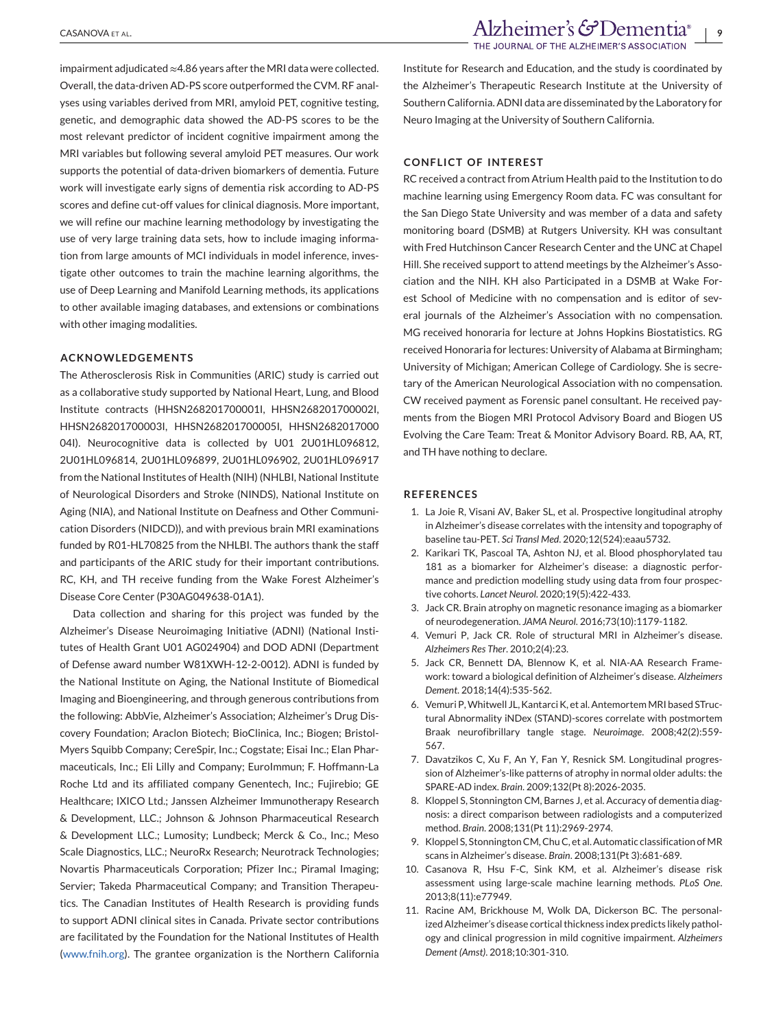impairment adjudicated ≈4.86 years after the MRI data were collected. Overall, the data-driven AD-PS score outperformed the CVM. RF analyses using variables derived from MRI, amyloid PET, cognitive testing, genetic, and demographic data showed the AD-PS scores to be the most relevant predictor of incident cognitive impairment among the MRI variables but following several amyloid PET measures. Our work supports the potential of data-driven biomarkers of dementia. Future work will investigate early signs of dementia risk according to AD-PS scores and define cut-off values for clinical diagnosis. More important, we will refine our machine learning methodology by investigating the use of very large training data sets, how to include imaging information from large amounts of MCI individuals in model inference, investigate other outcomes to train the machine learning algorithms, the use of Deep Learning and Manifold Learning methods, its applications to other available imaging databases, and extensions or combinations with other imaging modalities.

## ACKNOWLEDGEMENTS

The Atherosclerosis Risk in Communities (ARIC) study is carried out as a collaborative study supported by National Heart, Lung, and Blood Institute contracts (HHSN268201700001I, HHSN268201700002I, HHSN268201700003I, HHSN268201700005I, HHSN268201700004I). Neurocognitive data is collected by U01 2U01HL096812, 2U01HL096814, 2U01HL096899, 2U01HL096902, 2U01HL096917 from the National Institutes of Health (NIH) (NHLBI, National Institute of Neurological Disorders and Stroke (NINDS), National Institute on Aging (NIA), and National Institute on Deafness and Other Communication Disorders (NIDCD)), and with previous brain MRI examinations funded by R01-HL70825 from the NHLBI. The authors thank the staff and participants of the ARIC study for their important contributions. RC, KH, and TH receive funding from the Wake Forest Alzheimer's Disease Core Center (P30AG049638-01A1).

Data collection and sharing for this project was funded by the Alzheimer's Disease Neuroimaging Initiative (ADNI) (National Institutes of Health Grant U01 AG024904) and DOD ADNI (Department of Defense award number W81XWH-12-2-0012). ADNI is funded by the National Institute on Aging, the National Institute of Biomedical Imaging and Bioengineering, and through generous contributions from the following: AbbVie, Alzheimer's Association; Alzheimer's Drug Discovery Foundation; Araclon Biotech; BioClinica, Inc.; Biogen; Bristol-Myers Squibb Company; CereSpir, Inc.; Cogstate; Eisai Inc.; Elan Pharmaceuticals, Inc.; Eli Lilly and Company; EuroImmun; F. Hoffmann-La Roche Ltd and its affiliated company Genentech, Inc.; Fujirebio; GE Healthcare; IXICO Ltd.; Janssen Alzheimer Immunotherapy Research & Development, LLC.; Johnson & Johnson Pharmaceutical Research & Development LLC.; Lumosity; Lundbeck; Merck & Co., Inc.; Meso Scale Diagnostics, LLC.; NeuroRx Research; Neurotrack Technologies; Novartis Pharmaceuticals Corporation; Pfizer Inc.; Piramal Imaging; Servier; Takeda Pharmaceutical Company; and Transition Therapeutics. The Canadian Institutes of Health Research is providing funds to support ADNI clinical sites in Canada. Private sector contributions are facilitated by the Foundation for the National Institutes of Health (www.fnih.org). The grantee organization is the Northern California Institute for Research and Education, and the study is coordinated by the Alzheimer's Therapeutic Research Institute at the University of Southern California. ADNI data are disseminated by the Laboratory for Neuro Imaging at the University of Southern California.

## CONFLICT OF INTEREST

RC received a contract from Atrium Health paid to the Institution to do machine learning using Emergency Room data. FC was consultant for the San Diego State University and was member of a data and safety monitoring board (DSMB) at Rutgers University. KH was consultant with Fred Hutchinson Cancer Research Center and the UNC at Chapel Hill. She received support to attend meetings by the Alzheimer's Association and the NIH. KH also Participated in a DSMB at Wake Forest School of Medicine with no compensation and is editor of several journals of the Alzheimer's Association with no compensation. MG received honoraria for lecture at Johns Hopkins Biostatistics. RG received Honoraria for lectures: University of Alabama at Birmingham; University of Michigan; American College of Cardiology. She is secretary of the American Neurological Association with no compensation. CW received payment as Forensic panel consultant. He received payments from the Biogen MRI Protocol Advisory Board and Biogen US Evolving the Care Team: Treat & Monitor Advisory Board. RB, AA, RT, and TH have nothing to declare.

## REFERENCES

1. La Joie R, Visani AV, Baker SL, et al. Prospective longitudinal atrophy in Alzheimer's disease correlates with the intensity and topography of baseline tau-PET. *Sci Transl Med*. 2020;12(524):eaau5732.
2. Karikari TK, Pascoal TA, Ashton NJ, et al. Blood phosphorylated tau 181 as a biomarker for Alzheimer's disease: a diagnostic performance and prediction modelling study using data from four prospective cohorts. *Lancet Neurol*. 2020;19(5):422-433.
3. Jack CR. Brain atrophy on magnetic resonance imaging as a biomarker of neurodegeneration. *JAMA Neurol*. 2016;73(10):1179-1182.
4. Vemuri P, Jack CR. Role of structural MRI in Alzheimer's disease. *Alzheimers Res Ther*. 2010;2(4):23.
5. Jack CR, Bennett DA, Blennow K, et al. NIA-AA Research Framework: toward a biological definition of Alzheimer's disease. *Alzheimers Dement*. 2018;14(4):535-562.
6. Vemuri P, Whitwell JL, Kantarci K, et al. Antemortem MRI based STructural Abnormality iNDex (STAND)-scores correlate with postmortem Braak neurofibrillary tangle stage. *Neuroimage*. 2008;42(2):559-567.
7. Davatzikos C, Xu F, An Y, Fan Y, Resnick SM. Longitudinal progression of Alzheimer's-like patterns of atrophy in normal older adults: the SPARE-AD index. *Brain*. 2009;132(Pt 8):2026-2035.
8. Kloppel S, Stonnington CM, Barnes J, et al. Accuracy of dementia diagnosis: a direct comparison between radiologists and a computerized method. *Brain*. 2008;131(Pt 11):2969-2974.
9. Kloppel S, Stonnington CM, Chu C, et al. Automatic classification of MR scans in Alzheimer's disease. *Brain*. 2008;131(Pt 3):681-689.
10. Casanova R, Hsu F-C, Sink KM, et al. Alzheimer's disease risk assessment using large-scale machine learning methods. *PLoS One*. 2013;8(11):e77949.
11. Racine AM, Brickhouse M, Wolk DA, Dickerson BC. The personalized Alzheimer's disease cortical thickness index predicts likely pathology and clinical progression in mild cognitive impairment. *Alzheimers Dement (Amst)*. 2018;10:301-310.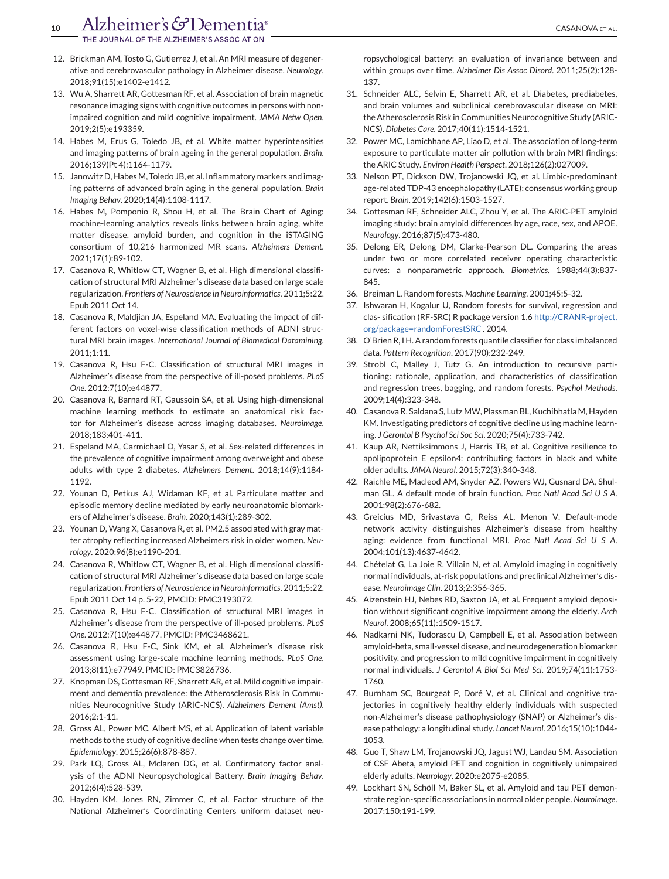12. Brickman AM, Tosto G, Gutierrez J, et al. An MRI measure of degenerative and cerebrovascular pathology in Alzheimer disease. *Neurology*. 2018;91(15):e1402-e1412.
13. Wu A, Sharrett AR, Gottesman RF, et al. Association of brain magnetic resonance imaging signs with cognitive outcomes in persons with nonimpaired cognition and mild cognitive impairment. *JAMA Netw Open*. 2019;2(5):e193359.
14. Habes M, Erus G, Toledo JB, et al. White matter hyperintensities and imaging patterns of brain ageing in the general population. *Brain*. 2016;139(Pt 4):1164-1179.
15. Janowitz D, Habes M, Toledo JB, et al. Inflammatory markers and imaging patterns of advanced brain aging in the general population. *Brain Imaging Behav*. 2020;14(4):1108-1117.
16. Habes M, Pomponio R, Shou H, et al. The Brain Chart of Aging: machine-learning analytics reveals links between brain aging, white matter disease, amyloid burden, and cognition in the iSTAGING consortium of 10,216 harmonized MR scans. *Alzheimers Dement*. 2021;17(1):89-102.
17. Casanova R, Whitlow CT, Wagner B, et al. High dimensional classification of structural MRI Alzheimer's disease data based on large scale regularization. *Frontiers of Neuroscience in Neuroinformatics*. 2011;5:22. Epub 2011 Oct 14.
18. Casanova R, Maldjian JA, Espeland MA. Evaluating the impact of different factors on voxel-wise classification methods of ADNI structural MRI brain images. *International Journal of Biomedical Datamining*. 2011;1:11.
19. Casanova R, Hsu F-C. Classification of structural MRI images in Alzheimer's disease from the perspective of ill-posed problems. *PLoS One*. 2012;7(10):e44877.
20. Casanova R, Barnard RT, Gaussoin SA, et al. Using high-dimensional machine learning methods to estimate an anatomical risk factor for Alzheimer's disease across imaging databases. *Neuroimage*. 2018;183:401-411.
21. Espeland MA, Carmichael O, Yasar S, et al. Sex-related differences in the prevalence of cognitive impairment among overweight and obese adults with type 2 diabetes. *Alzheimers Dement*. 2018;14(9):1184-1192.
22. Younan D, Petkus AJ, Widaman KF, et al. Particulate matter and episodic memory decline mediated by early neuroanatomic biomarkers of Alzheimer's disease. *Brain*. 2020;143(1):289-302.
23. Younan D, Wang X, Casanova R, et al. PM2.5 associated with gray matter atrophy reflecting increased Alzheimers risk in older women. *Neurology*. 2020;96(8):e1190-201.
24. Casanova R, Whitlow CT, Wagner B, et al. High dimensional classification of structural MRI Alzheimer's disease data based on large scale regularization. *Frontiers of Neuroscience in Neuroinformatics*. 2011;5:22. Epub 2011 Oct 14 p. 5-22, PMCID: PMC3193072.
25. Casanova R, Hsu F-C. Classification of structural MRI images in Alzheimer's disease from the perspective of ill-posed problems. *PLoS One*. 2012;7(10):e44877. PMCID: PMC3468621.
26. Casanova R, Hsu F-C, Sink KM, et al. Alzheimer's disease risk assessment using large-scale machine learning methods. *PLoS One*. 2013;8(11):e77949. PMCID: PMC3826736.
27. Knopman DS, Gottesman RF, Sharrett AR, et al. Mild cognitive impairment and dementia prevalence: the Atherosclerosis Risk in Communities Neurocognitive Study (ARIC-NCS). *Alzheimers Dement (Amst)*. 2016;2:1-11.
28. Gross AL, Power MC, Albert MS, et al. Application of latent variable methods to the study of cognitive decline when tests change over time. *Epidemiology*. 2015;26(6):878-887.
29. Park LQ, Gross AL, Mclaren DG, et al. Confirmatory factor analysis of the ADNI Neuropsychological Battery. *Brain Imaging Behav*. 2012;6(4):528-539.
30. Hayden KM, Jones RN, Zimmer C, et al. Factor structure of the National Alzheimer's Coordinating Centers uniform dataset neuropsychological battery: an evaluation of invariance between and within groups over time. *Alzheimer Dis Assoc Disord*. 2011;25(2):128-137.
31. Schneider ALC, Selvin E, Sharrett AR, et al. Diabetes, prediabetes, and brain volumes and subclinical cerebrovascular disease on MRI: the Atherosclerosis Risk in Communities Neurocognitive Study (ARIC-NCS). *Diabetes Care*. 2017;40(11):1514-1521.
32. Power MC, Lamichhane AP, Liao D, et al. The association of long-term exposure to particulate matter air pollution with brain MRI findings: the ARIC Study. *Environ Health Perspect*. 2018;126(2):027009.
33. Nelson PT, Dickson DW, Trojanowski JQ, et al. Limbic-predominant age-related TDP-43 encephalopathy (LATE): consensus working group report. *Brain*. 2019;142(6):1503-1527.
34. Gottesman RF, Schneider ALC, Zhou Y, et al. The ARIC-PET amyloid imaging study: brain amyloid differences by age, race, sex, and APOE. *Neurology*. 2016;87(5):473-480.
35. Delong ER, Delong DM, Clarke-Pearson DL. Comparing the areas under two or more correlated receiver operating characteristic curves: a nonparametric approach. *Biometrics*. 1988;44(3):837-845.
36. Breiman L. Random forests. *Machine Learning*. 2001;45:5-32.
37. Ishwaran H, Kogalur U, Random forests for survival, regression and clas- sification (RF-SRC) R package version 1.6 http://CRANR-project.org/package=randomForestSRC . 2014.
38. O'Brien R, I H. A random forests quantile classifier for class imbalanced data. *Pattern Recognition*. 2017(90):232-249.
39. Strobl C, Malley J, Tutz G. An introduction to recursive partitioning: rationale, application, and characteristics of classification and regression trees, bagging, and random forests. *Psychol Methods*. 2009;14(4):323-348.
40. Casanova R, Saldana S, Lutz MW, Plassman BL, Kuchibhatla M, Hayden KM. Investigating predictors of cognitive decline using machine learning. *J Gerontol B Psychol Sci Soc Sci*. 2020;75(4):733-742.
41. Kaup AR, Nettiksimmons J, Harris TB, et al. Cognitive resilience to apolipoprotein E epsilon4: contributing factors in black and white older adults. *JAMA Neurol*. 2015;72(3):340-348.
42. Raichle ME, Macleod AM, Snyder AZ, Powers WJ, Gusnard DA, Shulman GL. A default mode of brain function. *Proc Natl Acad Sci U S A*. 2001;98(2):676-682.
43. Greicius MD, Srivastava G, Reiss AL, Menon V. Default-mode network activity distinguishes Alzheimer's disease from healthy aging: evidence from functional MRI. *Proc Natl Acad Sci U S A*. 2004;101(13):4637-4642.
44. Chételat G, La Joie R, Villain N, et al. Amyloid imaging in cognitively normal individuals, at-risk populations and preclinical Alzheimer's disease. *Neuroimage Clin*. 2013;2:356-365.
45. Aizenstein HJ, Nebes RD, Saxton JA, et al. Frequent amyloid deposition without significant cognitive impairment among the elderly. *Arch Neurol*. 2008;65(11):1509-1517.
46. Nadkarni NK, Tudorascu D, Campbell E, et al. Association between amyloid-beta, small-vessel disease, and neurodegeneration biomarker positivity, and progression to mild cognitive impairment in cognitively normal individuals. *J Gerontol A Biol Sci Med Sci*. 2019;74(11):1753-1760.
47. Burnham SC, Bourgeat P, Doré V, et al. Clinical and cognitive trajectories in cognitively healthy elderly individuals with suspected non-Alzheimer's disease pathophysiology (SNAP) or Alzheimer's disease pathology: a longitudinal study. *Lancet Neurol*. 2016;15(10):1044-1053.
48. Guo T, Shaw LM, Trojanowski JQ, Jagust WJ, Landau SM. Association of CSF Abeta, amyloid PET and cognition in cognitively unimpaired elderly adults. *Neurology*. 2020:e2075-e2085.
49. Lockhart SN, Schöll M, Baker SL, et al. Amyloid and tau PET demonstrate region-specific associations in normal older people. *Neuroimage*. 2017;150:191-199.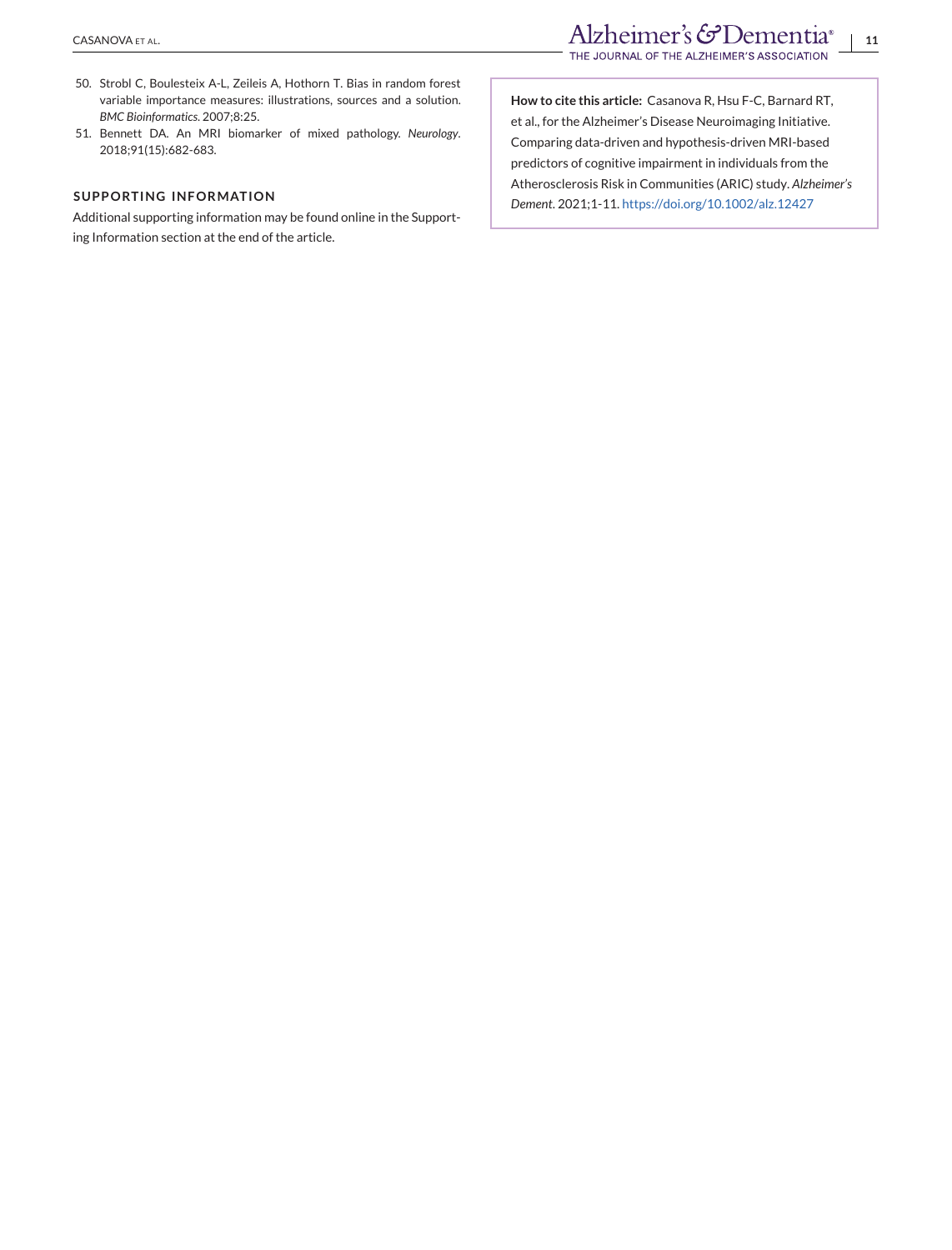50. Strobl C, Boulesteix A-L, Zeileis A, Hothorn T. Bias in random forest variable importance measures: illustrations, sources and a solution. *BMC Bioinformatics*. 2007;8:25.
51. Bennett DA. An MRI biomarker of mixed pathology. *Neurology*. 2018;91(15):682-683.

## SUPPORTING INFORMATION

Additional supporting information may be found online in the Supporting Information section at the end of the article.

**How to cite this article:** Casanova R, Hsu F-C, Barnard RT, et al., for the Alzheimer's Disease Neuroimaging Initiative. Comparing data-driven and hypothesis-driven MRI-based predictors of cognitive impairment in individuals from the Atherosclerosis Risk in Communities (ARIC) study. *Alzheimer's Dement*. 2021;1-11. https://doi.org/10.1002/alz.12427